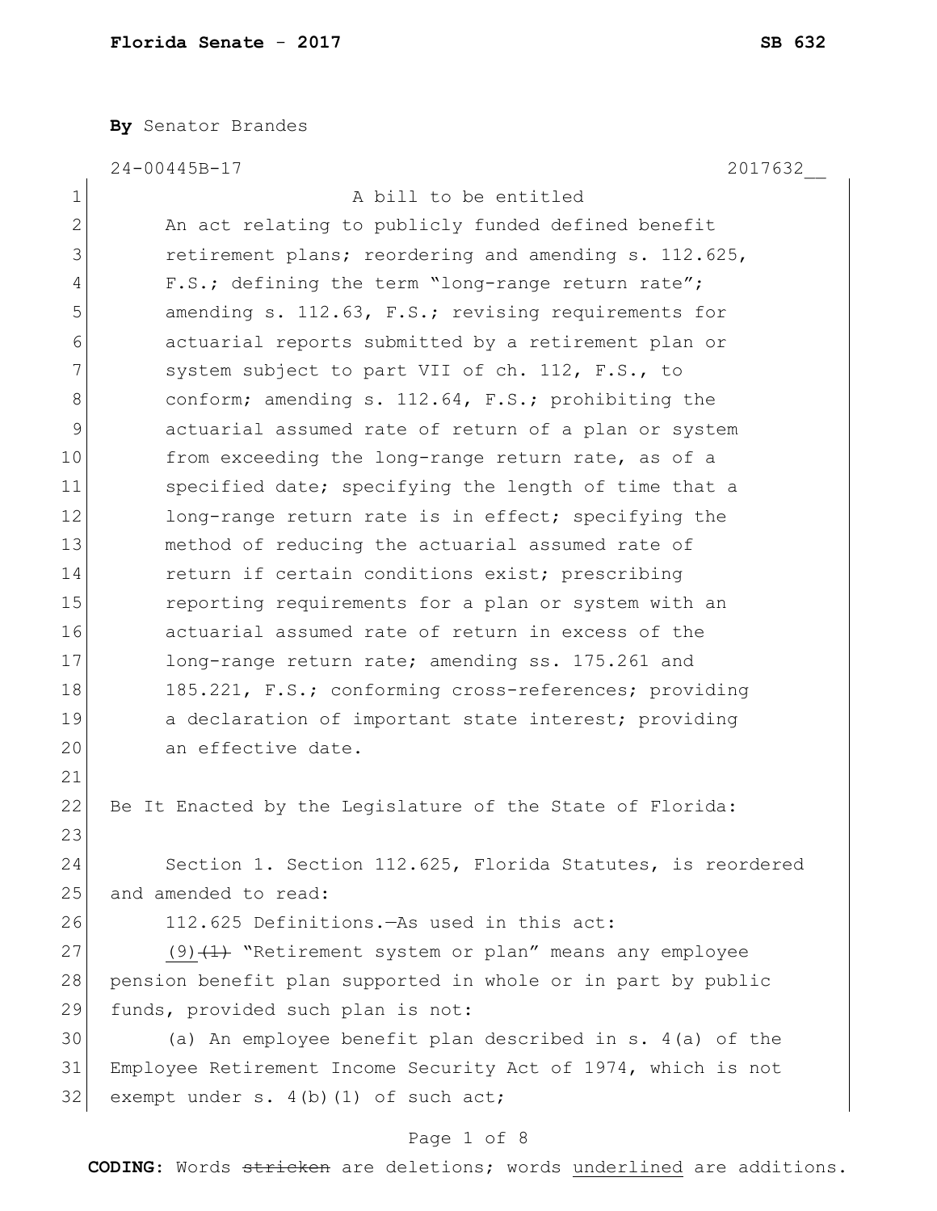**By** Senator Brandes

24-00445B-17 2017632__

A bill to be entitled

An act relating to publicly funded defined benefit retirement plans; reordering and amending s. 112.625, F.S.; defining the term "long-range return rate"; amending s. 112.63, F.S.; revising requirements for actuarial reports submitted by a retirement plan or system subject to part VII of ch. 112, F.S., to conform; amending s. 112.64, F.S.; prohibiting the actuarial assumed rate of return of a plan or system from exceeding the long-range return rate, as of a specified date; specifying the length of time that a long-range return rate is in effect; specifying the method of reducing the actuarial assumed rate of return if certain conditions exist; prescribing reporting requirements for a plan or system with an actuarial assumed rate of return in excess of the long-range return rate; amending ss. 175.261 and 185.221, F.S.; conforming cross-references; providing a declaration of important state interest; providing an effective date.

Be It Enacted by the Legislature of the State of Florida:

Section 1. Section 112.625, Florida Statutes, is reordered and amended to read:

112.625 Definitions.—As used in this act:

<u>(9)</u>~~(1)~~ "Retirement system or plan" means any employee pension benefit plan supported in whole or in part by public funds, provided such plan is not:

(a) An employee benefit plan described in s. 4(a) of the Employee Retirement Income Security Act of 1974, which is not exempt under s. 4(b)(1) of such act;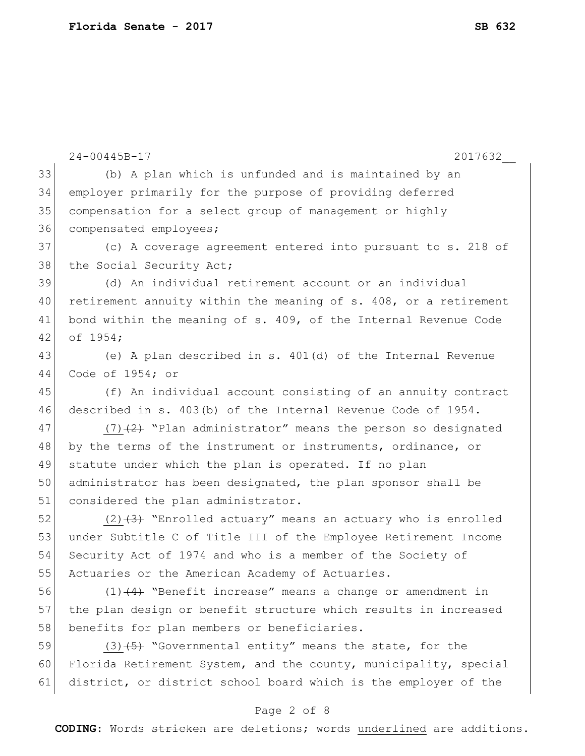(b) A plan which is unfunded and is maintained by an employer primarily for the purpose of providing deferred compensation for a select group of management or highly compensated employees;

(c) A coverage agreement entered into pursuant to s. 218 of the Social Security Act;

(d) An individual retirement account or an individual retirement annuity within the meaning of s. 408, or a retirement bond within the meaning of s. 409, of the Internal Revenue Code of 1954;

(e) A plan described in s. 401(d) of the Internal Revenue Code of 1954; or

(f) An individual account consisting of an annuity contract described in s. 403(b) of the Internal Revenue Code of 1954.

<u>(7)</u>~~(2)~~ "Plan administrator" means the person so designated by the terms of the instrument or instruments, ordinance, or statute under which the plan is operated. If no plan administrator has been designated, the plan sponsor shall be considered the plan administrator.

<u>(2)</u>~~(3)~~ "Enrolled actuary" means an actuary who is enrolled under Subtitle C of Title III of the Employee Retirement Income Security Act of 1974 and who is a member of the Society of Actuaries or the American Academy of Actuaries.

<u>(1)</u>~~(4)~~ "Benefit increase" means a change or amendment in the plan design or benefit structure which results in increased benefits for plan members or beneficiaries.

<u>(3)</u>~~(5)~~ "Governmental entity" means the state, for the Florida Retirement System, and the county, municipality, special district, or district school board which is the employer of the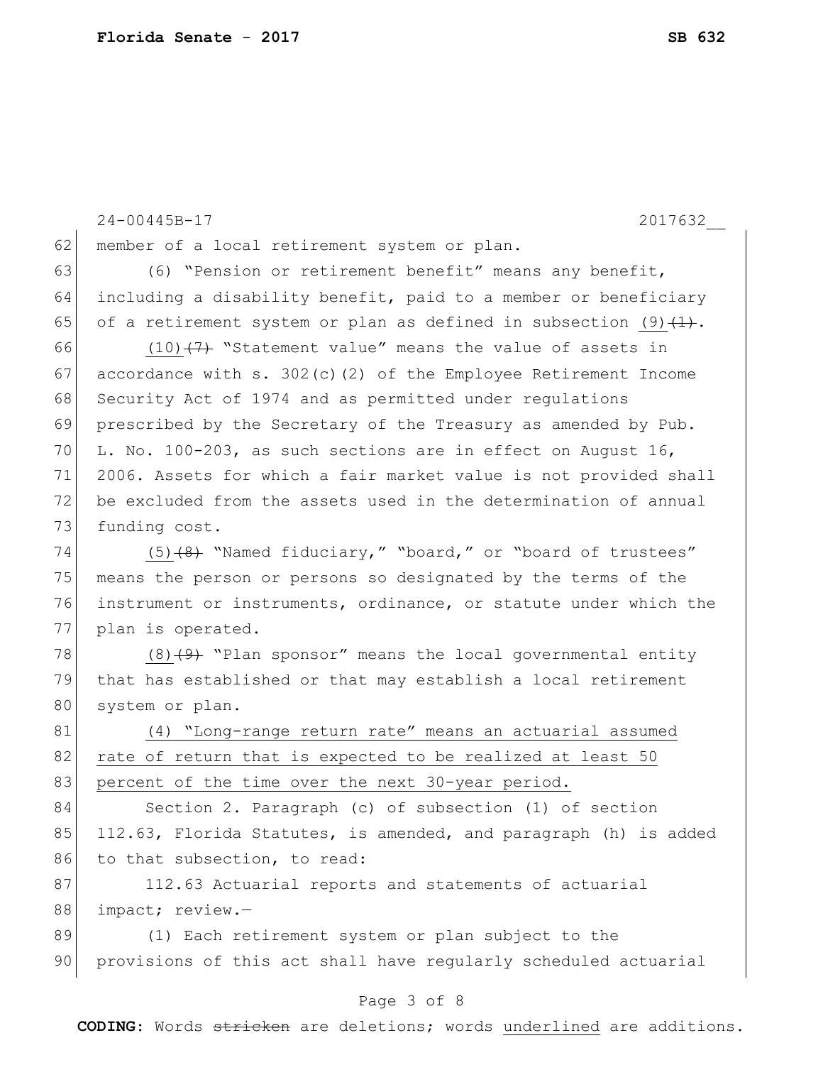member of a local retirement system or plan.

(6) "Pension or retirement benefit" means any benefit, including a disability benefit, paid to a member or beneficiary of a retirement system or plan as defined in subsection <u>(9)</u> ~~(1)~~.

<u>(10)</u> ~~(7)~~ "Statement value" means the value of assets in accordance with s. 302(c)(2) of the Employee Retirement Income Security Act of 1974 and as permitted under regulations prescribed by the Secretary of the Treasury as amended by Pub. L. No. 100-203, as such sections are in effect on August 16, 2006. Assets for which a fair market value is not provided shall be excluded from the assets used in the determination of annual funding cost.

<u>(5)</u> ~~(8)~~ "Named fiduciary," "board," or "board of trustees" means the person or persons so designated by the terms of the instrument or instruments, ordinance, or statute under which the plan is operated.

<u>(8)</u> ~~(9)~~ "Plan sponsor" means the local governmental entity that has established or that may establish a local retirement system or plan.

<u>(4) "Long-range return rate" means an actuarial assumed rate of return that is expected to be realized at least 50 percent of the time over the next 30-year period.</u>

Section 2. Paragraph (c) of subsection (1) of section 112.63, Florida Statutes, is amended, and paragraph (h) is added to that subsection, to read:

112.63 Actuarial reports and statements of actuarial impact; review.—

(1) Each retirement system or plan subject to the provisions of this act shall have regularly scheduled actuarial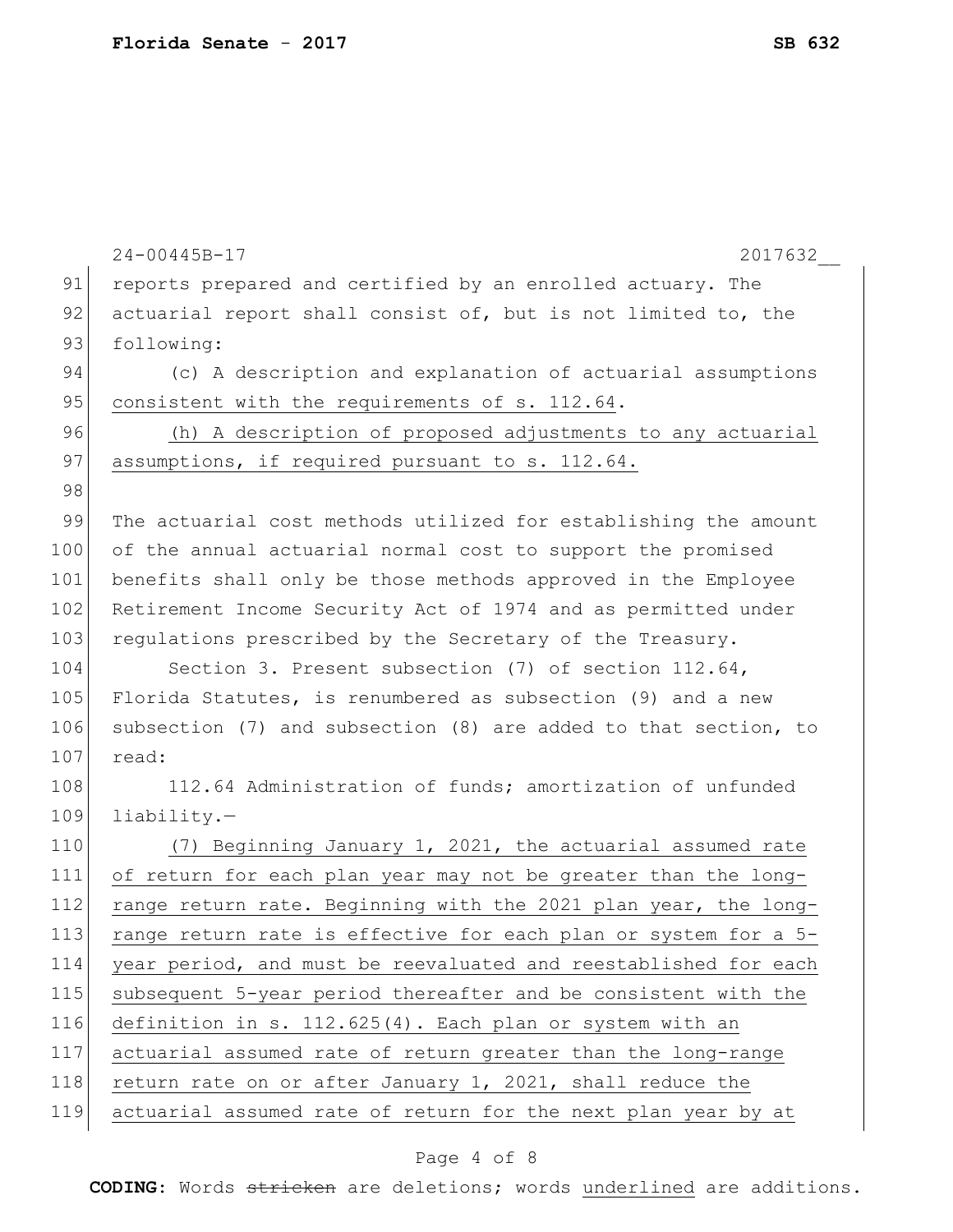reports prepared and certified by an enrolled actuary. The actuarial report shall consist of, but is not limited to, the following:

(c) A description and explanation of actuarial assumptions <u>consistent with the requirements of s. 112.64</u>.

<u>(h) A description of proposed adjustments to any actuarial assumptions, if required pursuant to s. 112.64.</u>

The actuarial cost methods utilized for establishing the amount of the annual actuarial normal cost to support the promised benefits shall only be those methods approved in the Employee Retirement Income Security Act of 1974 and as permitted under regulations prescribed by the Secretary of the Treasury.

Section 3. Present subsection (7) of section 112.64, Florida Statutes, is renumbered as subsection (9) and a new subsection (7) and subsection (8) are added to that section, to read:

112.64 Administration of funds; amortization of unfunded liability.—

<u>(7) Beginning January 1, 2021, the actuarial assumed rate of return for each plan year may not be greater than the long-range return rate. Beginning with the 2021 plan year, the long-range return rate is effective for each plan or system for a 5-year period, and must be reevaluated and reestablished for each subsequent 5-year period thereafter and be consistent with the definition in s. 112.625(4). Each plan or system with an actuarial assumed rate of return greater than the long-range return rate on or after January 1, 2021, shall reduce the actuarial assumed rate of return for the next plan year by at</u>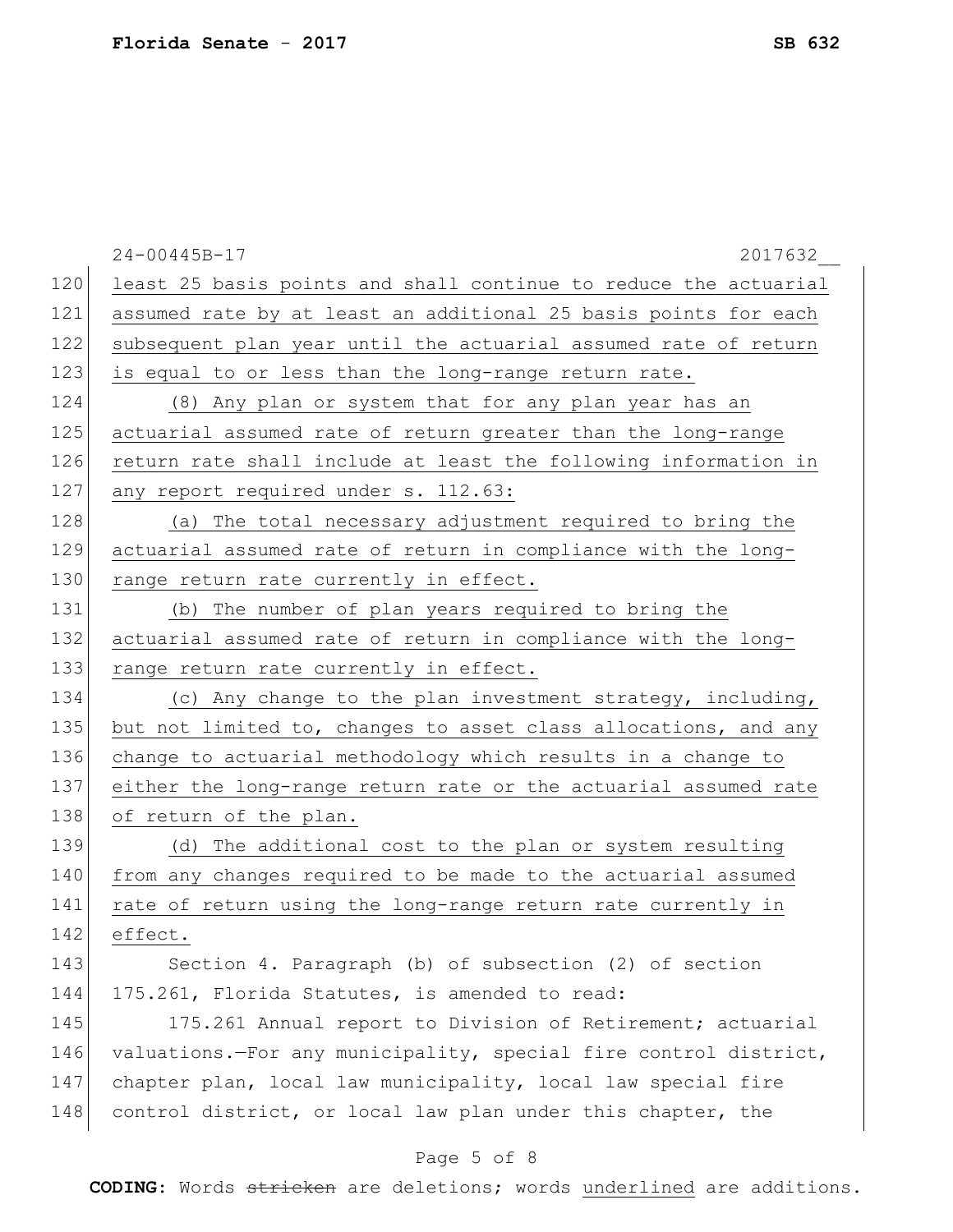24-00445B-17 2017632__

least 25 basis points and shall continue to reduce the actuarial assumed rate by at least an additional 25 basis points for each subsequent plan year until the actuarial assumed rate of return is equal to or less than the long-range return rate.

(8) Any plan or system that for any plan year has an actuarial assumed rate of return greater than the long-range return rate shall include at least the following information in any report required under s. 112.63:

(a) The total necessary adjustment required to bring the actuarial assumed rate of return in compliance with the long-range return rate currently in effect.

(b) The number of plan years required to bring the actuarial assumed rate of return in compliance with the long-range return rate currently in effect.

(c) Any change to the plan investment strategy, including, but not limited to, changes to asset class allocations, and any change to actuarial methodology which results in a change to either the long-range return rate or the actuarial assumed rate of return of the plan.

(d) The additional cost to the plan or system resulting from any changes required to be made to the actuarial assumed rate of return using the long-range return rate currently in effect.

Section 4. Paragraph (b) of subsection (2) of section 175.261, Florida Statutes, is amended to read:

175.261 Annual report to Division of Retirement; actuarial valuations.—For any municipality, special fire control district, chapter plan, local law municipality, local law special fire control district, or local law plan under this chapter, the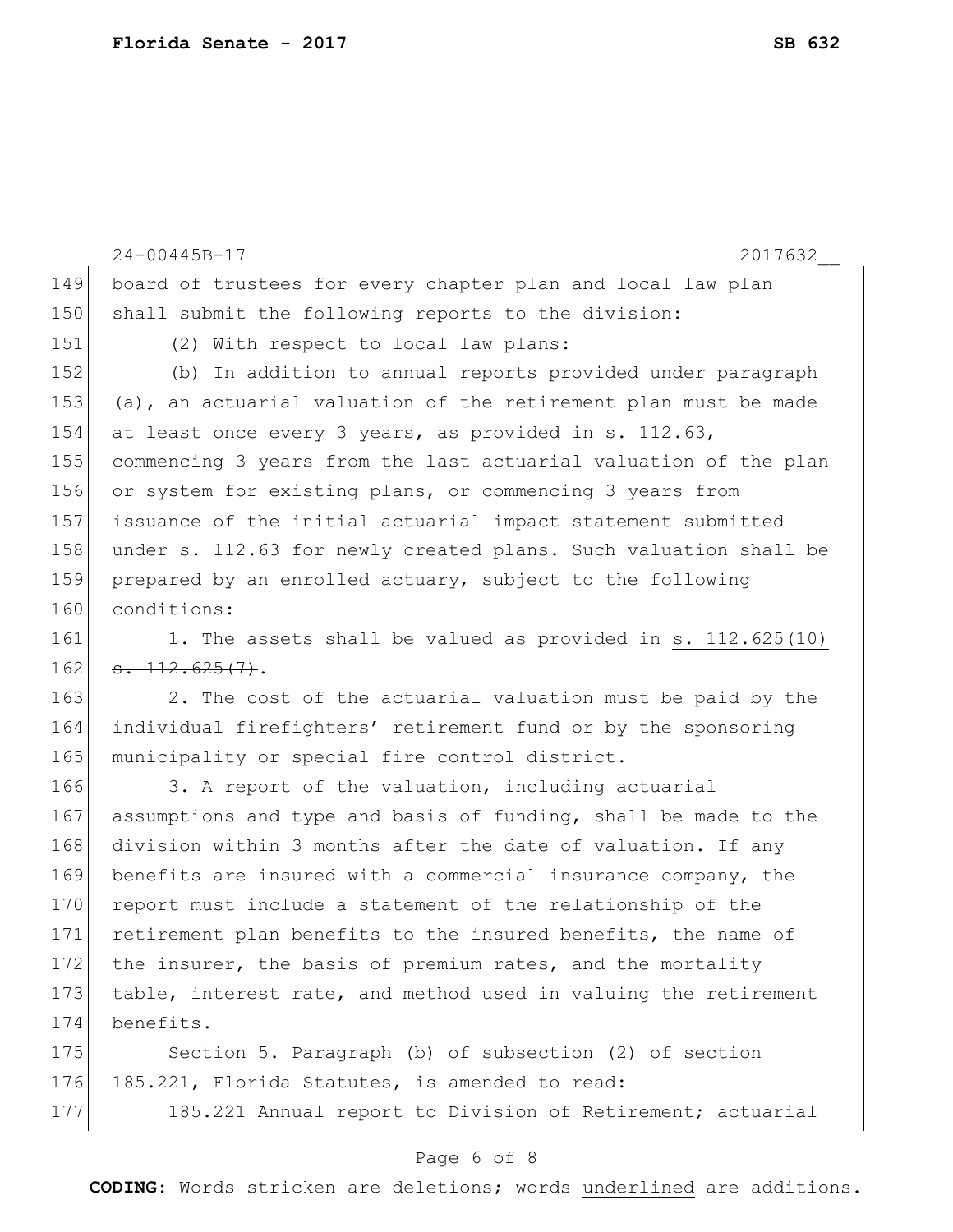board of trustees for every chapter plan and local law plan shall submit the following reports to the division:

(2) With respect to local law plans:

(b) In addition to annual reports provided under paragraph (a), an actuarial valuation of the retirement plan must be made at least once every 3 years, as provided in s. 112.63, commencing 3 years from the last actuarial valuation of the plan or system for existing plans, or commencing 3 years from issuance of the initial actuarial impact statement submitted under s. 112.63 for newly created plans. Such valuation shall be prepared by an enrolled actuary, subject to the following conditions:

1. The assets shall be valued as provided in <u>s. 112.625(10)</u> ~~s. 112.625(7)~~.

2. The cost of the actuarial valuation must be paid by the individual firefighters' retirement fund or by the sponsoring municipality or special fire control district.

3. A report of the valuation, including actuarial assumptions and type and basis of funding, shall be made to the division within 3 months after the date of valuation. If any benefits are insured with a commercial insurance company, the report must include a statement of the relationship of the retirement plan benefits to the insured benefits, the name of the insurer, the basis of premium rates, and the mortality table, interest rate, and method used in valuing the retirement benefits.

Section 5. Paragraph (b) of subsection (2) of section 185.221, Florida Statutes, is amended to read:

185.221 Annual report to Division of Retirement; actuarial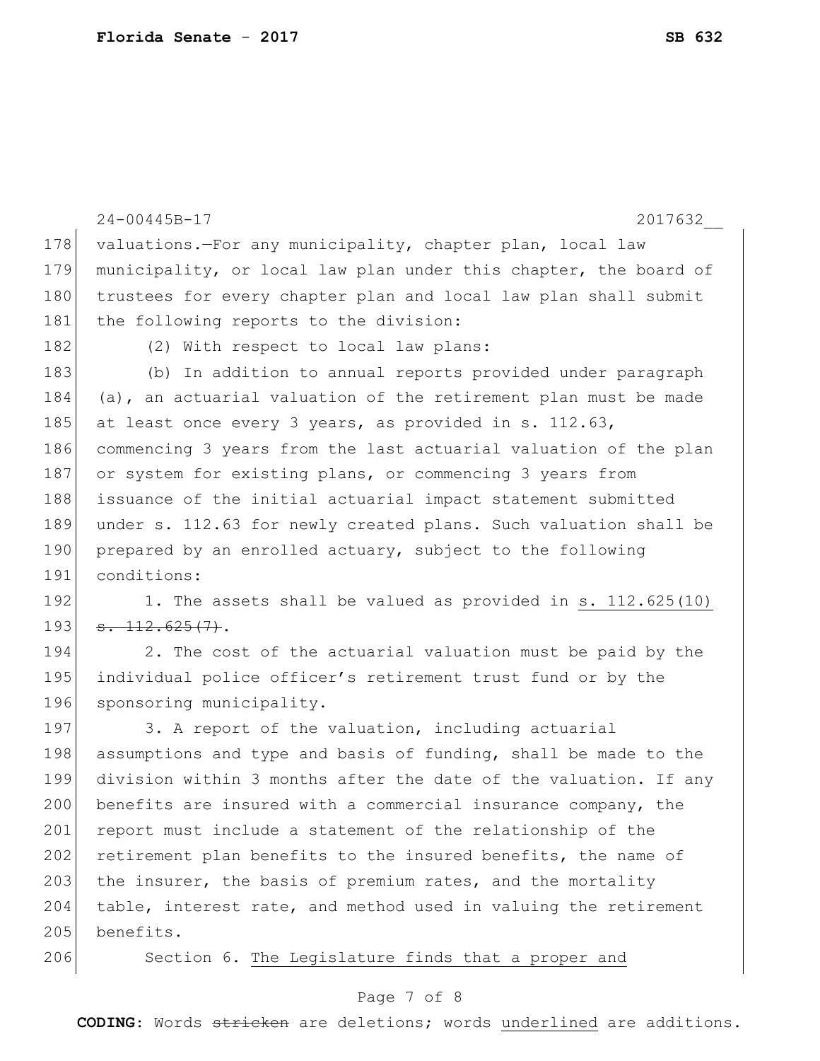24-00445B-17 2017632__

valuations.—For any municipality, chapter plan, local law municipality, or local law plan under this chapter, the board of trustees for every chapter plan and local law plan shall submit the following reports to the division:

(2) With respect to local law plans:

(b) In addition to annual reports provided under paragraph (a), an actuarial valuation of the retirement plan must be made at least once every 3 years, as provided in s. 112.63, commencing 3 years from the last actuarial valuation of the plan or system for existing plans, or commencing 3 years from issuance of the initial actuarial impact statement submitted under s. 112.63 for newly created plans. Such valuation shall be prepared by an enrolled actuary, subject to the following conditions:

1. The assets shall be valued as provided in <u>s. 112.625(10)</u> ~~s. 112.625(7)~~.

2. The cost of the actuarial valuation must be paid by the individual police officer's retirement trust fund or by the sponsoring municipality.

3. A report of the valuation, including actuarial assumptions and type and basis of funding, shall be made to the division within 3 months after the date of the valuation. If any benefits are insured with a commercial insurance company, the report must include a statement of the relationship of the retirement plan benefits to the insured benefits, the name of the insurer, the basis of premium rates, and the mortality table, interest rate, and method used in valuing the retirement benefits.

Section 6. <u>The Legislature finds that a proper and</u>

**CODING:** Words ~~stricken~~ are deletions; words <u>underlined</u> are additions.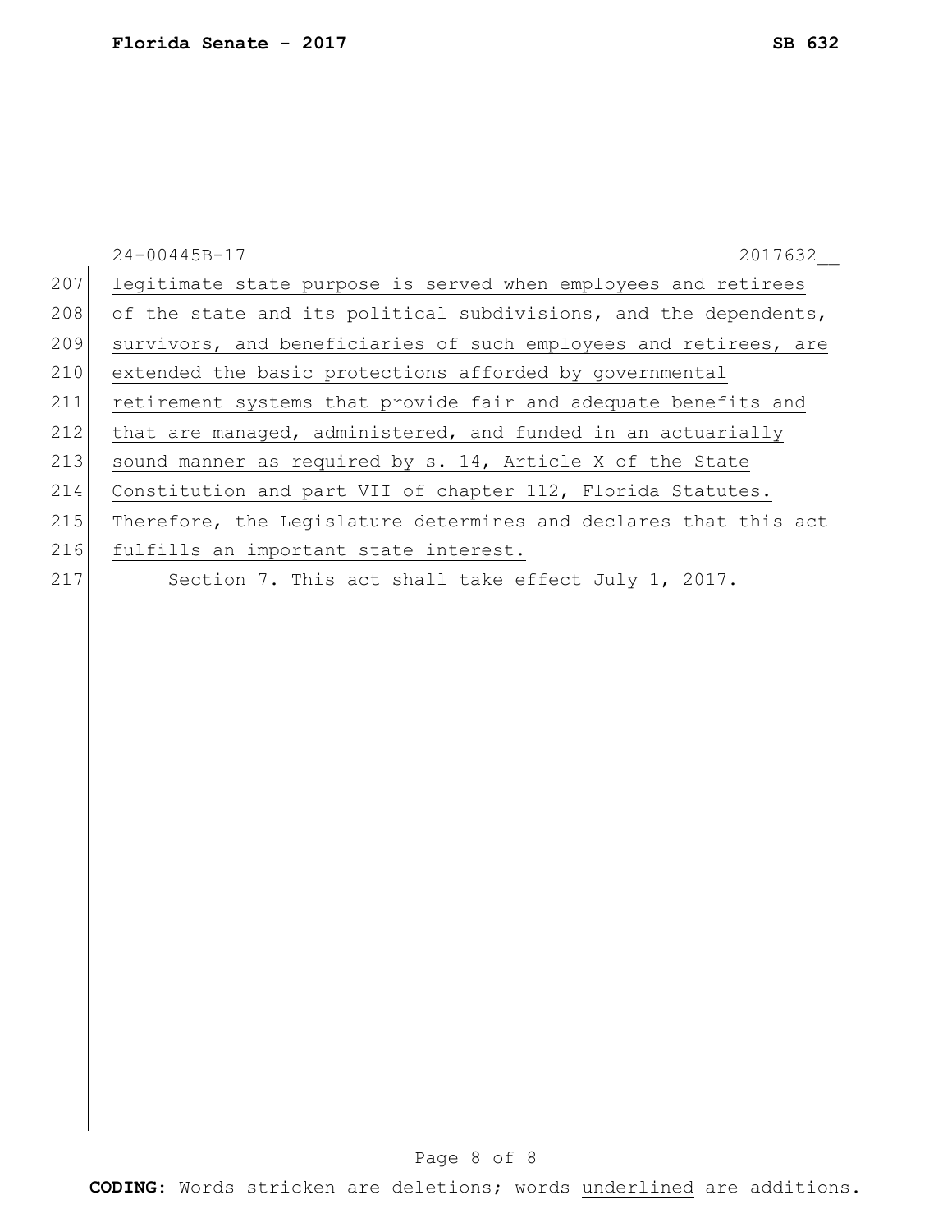24-00445B-17 2017632__

207 legitimate state purpose is served when employees and retirees
208 of the state and its political subdivisions, and the dependents,
209 survivors, and beneficiaries of such employees and retirees, are
210 extended the basic protections afforded by governmental
211 retirement systems that provide fair and adequate benefits and
212 that are managed, administered, and funded in an actuarially
213 sound manner as required by s. 14, Article X of the State
214 Constitution and part VII of chapter 112, Florida Statutes.
215 Therefore, the Legislature determines and declares that this act
216 fulfills an important state interest.
217 Section 7. This act shall take effect July 1, 2017.

**CODING:** Words ~~stricken~~ are deletions; words underlined are additions.